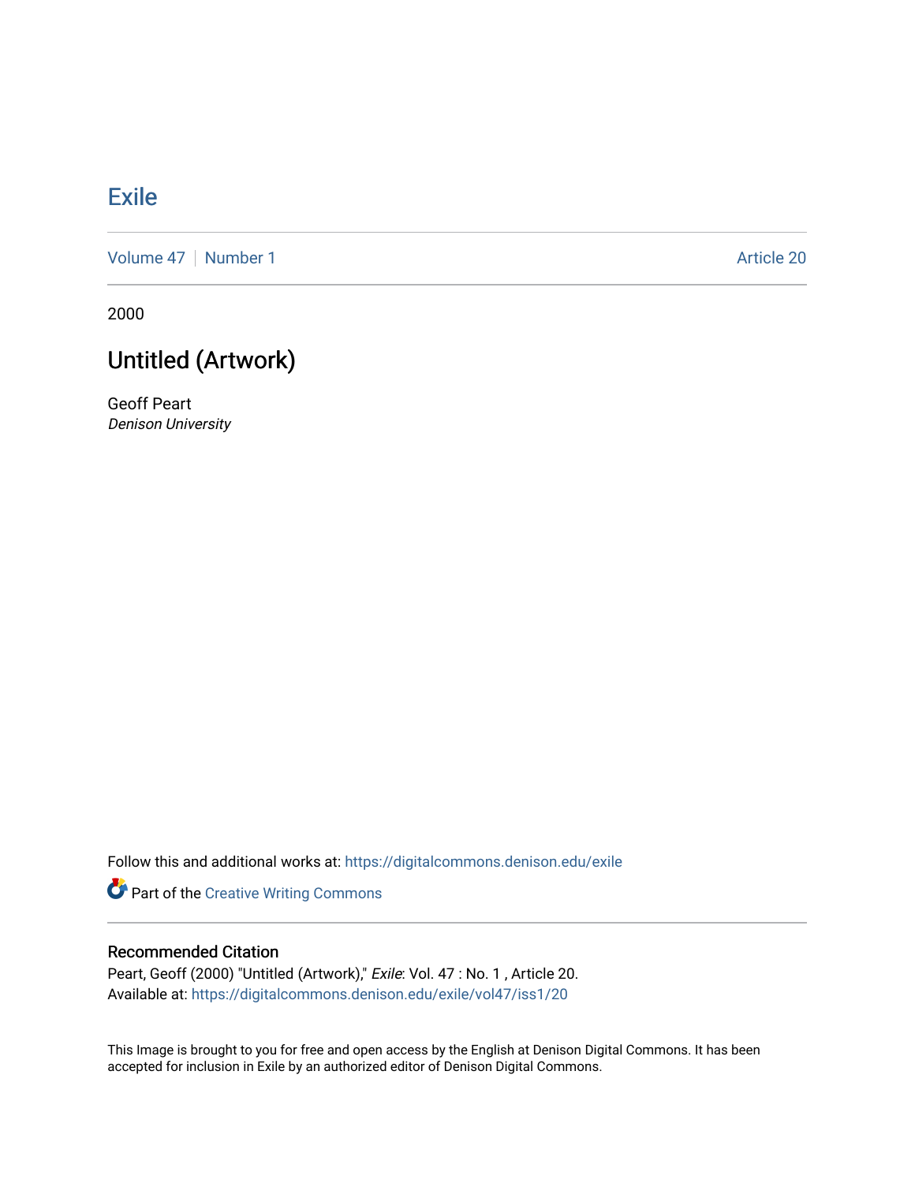# Exile

Volume 47 | Number 1 Article 20

2000

## Untitled (Artwork)

Geoff Peart
*Denison University*

Follow this and additional works at: https://digitalcommons.denison.edu/exile

Part of the Creative Writing Commons

### Recommended Citation

Peart, Geoff (2000) "Untitled (Artwork)," *Exile*: Vol. 47 : No. 1 , Article 20.
Available at: https://digitalcommons.denison.edu/exile/vol47/iss1/20

This Image is brought to you for free and open access by the English at Denison Digital Commons. It has been accepted for inclusion in Exile by an authorized editor of Denison Digital Commons.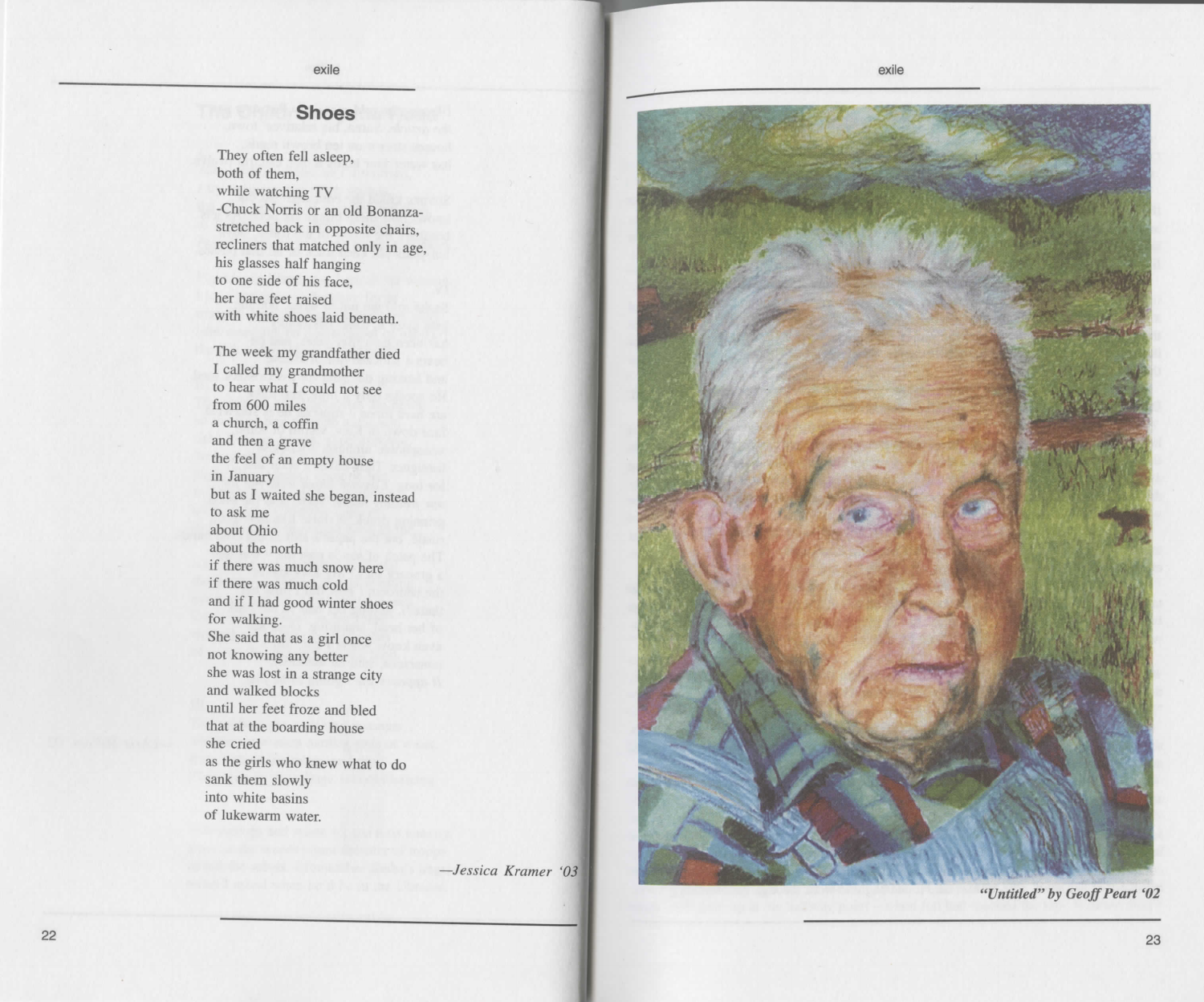## Shoes

They often fell asleep,  
both of them,  
while watching TV  
-Chuck Norris or an old Bonanza-  
stretched back in opposite chairs,  
recliners that matched only in age,  
his glasses half hanging  
to one side of his face,  
her bare feet raised  
with white shoes laid beneath.

The week my grandfather died  
I called my grandmother  
to hear what I could not see  
from 600 miles  
a church, a coffin  
and then a grave  
the feel of an empty house  
in January  
but as I waited she began, instead  
to ask me  
about Ohio  
about the north  
if there was much snow here  
if there was much cold  
and if I had good winter shoes  
for walking.  
She said that as a girl once  
not knowing any better  
she was lost in a strange city  
and walked blocks  
until her feet froze and bled  
that at the boarding house  
she cried  
as the girls who knew what to do  
sank them slowly  
into white basins  
of lukewarm water.

—*Jessica Kramer '03*

***"Untitled" by Geoff Peart '02***